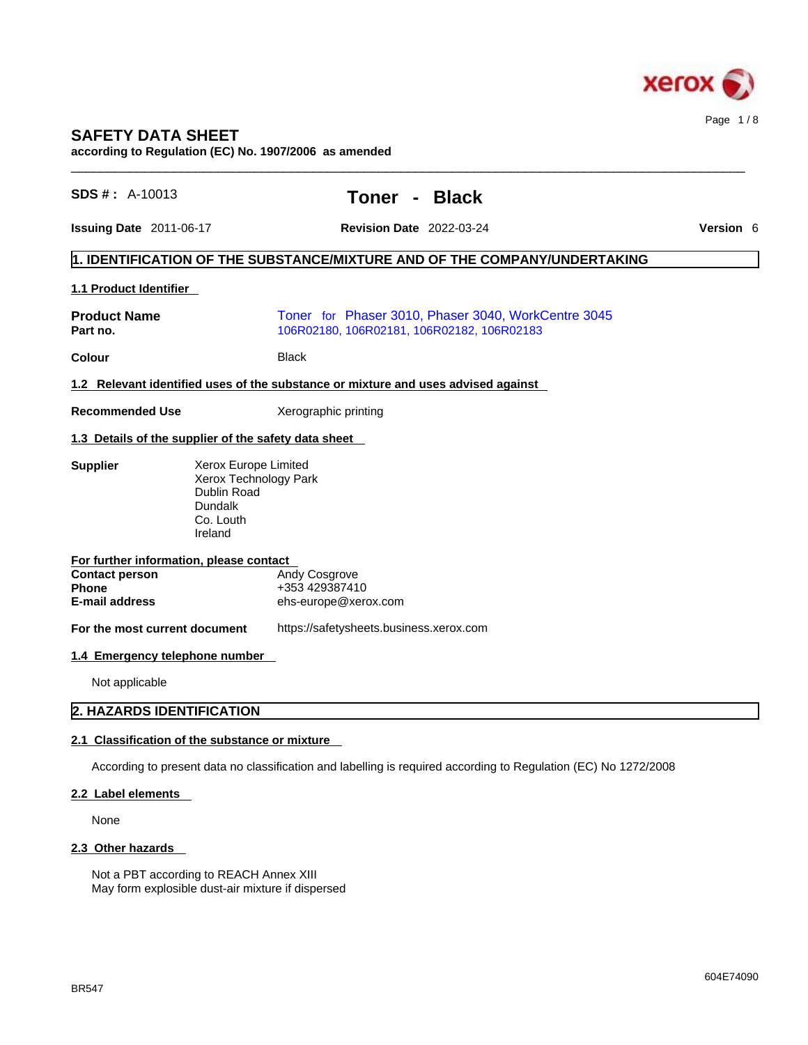# SAFETY DATA SHEET

**according to Regulation (EC) No. 1907/2006 as amended**

**SDS # :** A-10013

## Toner - Black

**Issuing Date** 2011-06-17 **Revision Date** 2022-03-24 **Version** 6

## 1. IDENTIFICATION OF THE SUBSTANCE/MIXTURE AND OF THE COMPANY/UNDERTAKING

### 1.1 Product Identifier

**Product Name** Toner for Phaser 3010, Phaser 3040, WorkCentre 3045
**Part no.** 106R02180, 106R02181, 106R02182, 106R02183

**Colour** Black

### 1.2 Relevant identified uses of the substance or mixture and uses advised against

**Recommended Use** Xerographic printing

### 1.3 Details of the supplier of the safety data sheet

**Supplier**
Xerox Europe Limited
Xerox Technology Park
Dublin Road
Dundalk
Co. Louth
Ireland

**For further information, please contact**
**Contact person** Andy Cosgrove
**Phone** +353 429387410
**E-mail address** ehs-europe@xerox.com

**For the most current document** https://safetysheets.business.xerox.com

### 1.4 Emergency telephone number

Not applicable

## 2. HAZARDS IDENTIFICATION

### 2.1 Classification of the substance or mixture

According to present data no classification and labelling is required according to Regulation (EC) No 1272/2008

### 2.2 Label elements

None

### 2.3 Other hazards

Not a PBT according to REACH Annex XIII
May form explosible dust-air mixture if dispersed

BR547 604E74090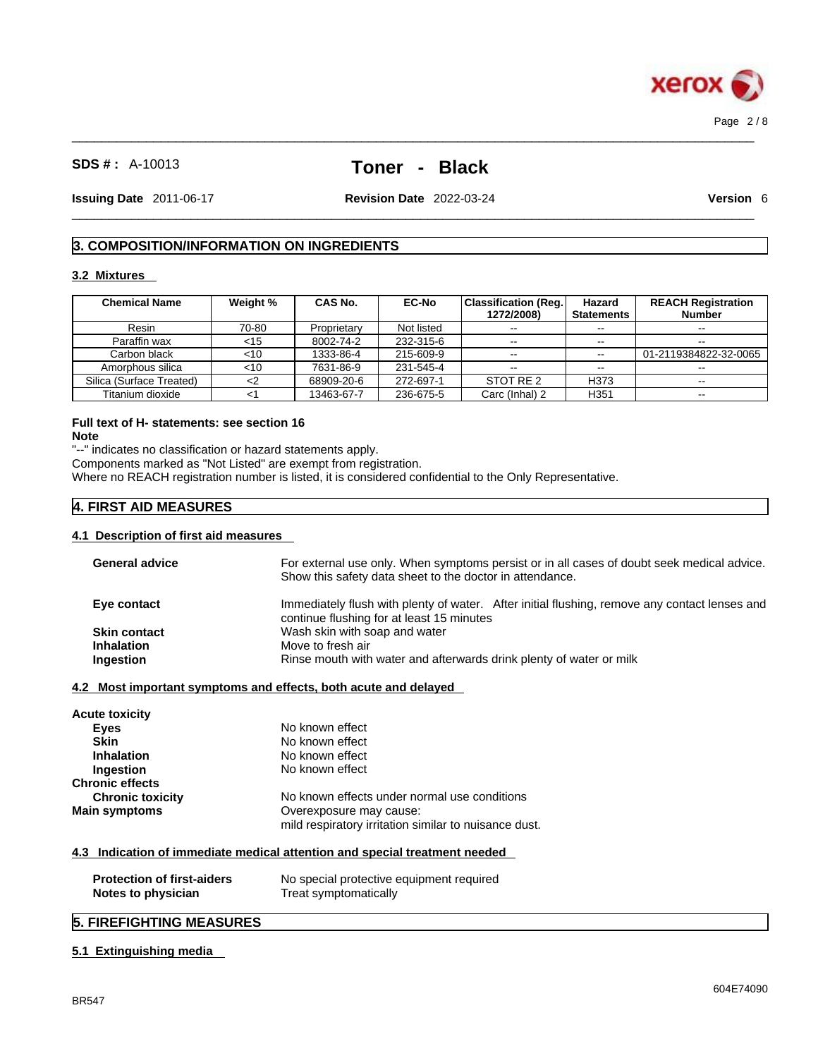## 3. COMPOSITION/INFORMATION ON INGREDIENTS

### 3.2 Mixtures

| Chemical Name | Weight % | CAS No. | EC-No | Classification (Reg. 1272/2008) | Hazard Statements | REACH Registration Number |
|---|---|---|---|---|---|---|
| Resin | 70-80 | Proprietary | Not listed | -- | -- | -- |
| Paraffin wax | <15 | 8002-74-2 | 232-315-6 | -- | -- | -- |
| Carbon black | <10 | 1333-86-4 | 215-609-9 | -- | -- | 01-2119384822-32-0065 |
| Amorphous silica | <10 | 7631-86-9 | 231-545-4 | -- | -- | -- |
| Silica (Surface Treated) | <2 | 68909-20-6 | 272-697-1 | STOT RE 2 | H373 | -- |
| Titanium dioxide | <1 | 13463-67-7 | 236-675-5 | Carc (Inhal) 2 | H351 | -- |

**Full text of H- statements: see section 16**

**Note**

"--" indicates no classification or hazard statements apply.
Components marked as "Not Listed" are exempt from registration.
Where no REACH registration number is listed, it is considered confidential to the Only Representative.

## 4. FIRST AID MEASURES

### 4.1 Description of first aid measures

**General advice** For external use only. When symptoms persist or in all cases of doubt seek medical advice. Show this safety data sheet to the doctor in attendance.

**Eye contact** Immediately flush with plenty of water. After initial flushing, remove any contact lenses and continue flushing for at least 15 minutes

**Skin contact** Wash skin with soap and water

**Inhalation** Move to fresh air

**Ingestion** Rinse mouth with water and afterwards drink plenty of water or milk

### 4.2 Most important symptoms and effects, both acute and delayed

**Acute toxicity**

- **Eyes** No known effect
- **Skin** No known effect
- **Inhalation** No known effect
- **Ingestion** No known effect

**Chronic effects**

- **Chronic toxicity** No known effects under normal use conditions

**Main symptoms** Overexposure may cause:
mild respiratory irritation similar to nuisance dust.

### 4.3 Indication of immediate medical attention and special treatment needed

**Protection of first-aiders** No special protective equipment required

**Notes to physician** Treat symptomatically

## 5. FIREFIGHTING MEASURES

### 5.1 Extinguishing media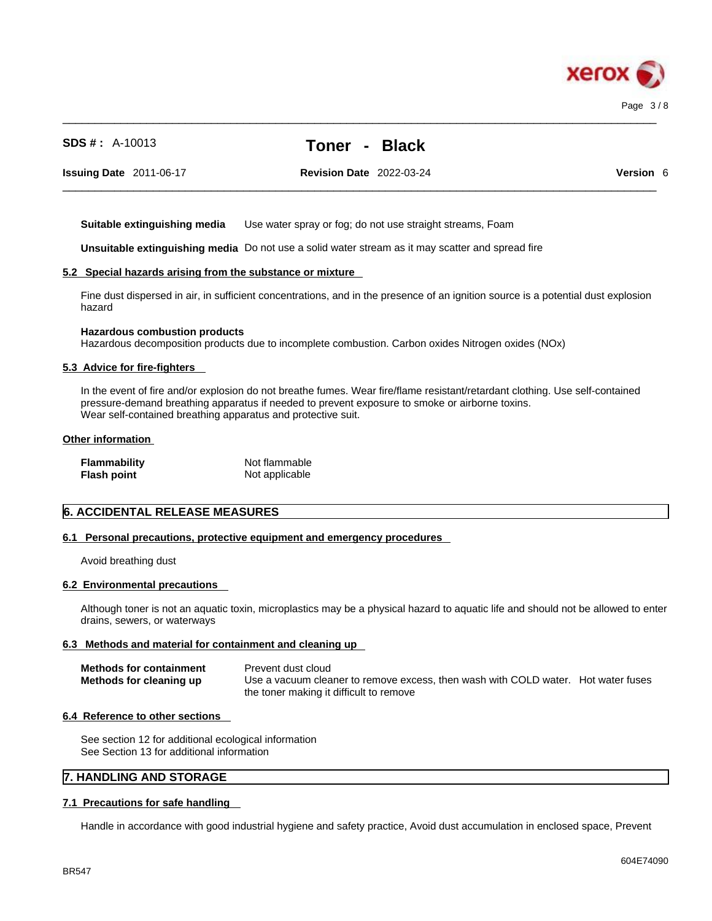| | |
|---|---|
| **Suitable extinguishing media** | Use water spray or fog; do not use straight streams, Foam |
| **Unsuitable extinguishing media** | Do not use a solid water stream as it may scatter and spread fire |

### 5.2 Special hazards arising from the substance or mixture

Fine dust dispersed in air, in sufficient concentrations, and in the presence of an ignition source is a potential dust explosion hazard

**Hazardous combustion products**
Hazardous decomposition products due to incomplete combustion. Carbon oxides Nitrogen oxides (NOx)

### 5.3 Advice for fire-fighters

In the event of fire and/or explosion do not breathe fumes. Wear fire/flame resistant/retardant clothing. Use self-contained pressure-demand breathing apparatus if needed to prevent exposure to smoke or airborne toxins.
Wear self-contained breathing apparatus and protective suit.

### Other information

| | |
|---|---|
| **Flammability** | Not flammable |
| **Flash point** | Not applicable |

## 6. ACCIDENTAL RELEASE MEASURES

### 6.1 Personal precautions, protective equipment and emergency procedures

Avoid breathing dust

### 6.2 Environmental precautions

Although toner is not an aquatic toxin, microplastics may be a physical hazard to aquatic life and should not be allowed to enter drains, sewers, or waterways

### 6.3 Methods and material for containment and cleaning up

| | |
|---|---|
| **Methods for containment** | Prevent dust cloud |
| **Methods for cleaning up** | Use a vacuum cleaner to remove excess, then wash with COLD water. Hot water fuses the toner making it difficult to remove |

### 6.4 Reference to other sections

See section 12 for additional ecological information
See Section 13 for additional information

## 7. HANDLING AND STORAGE

### 7.1 Precautions for safe handling

Handle in accordance with good industrial hygiene and safety practice, Avoid dust accumulation in enclosed space, Prevent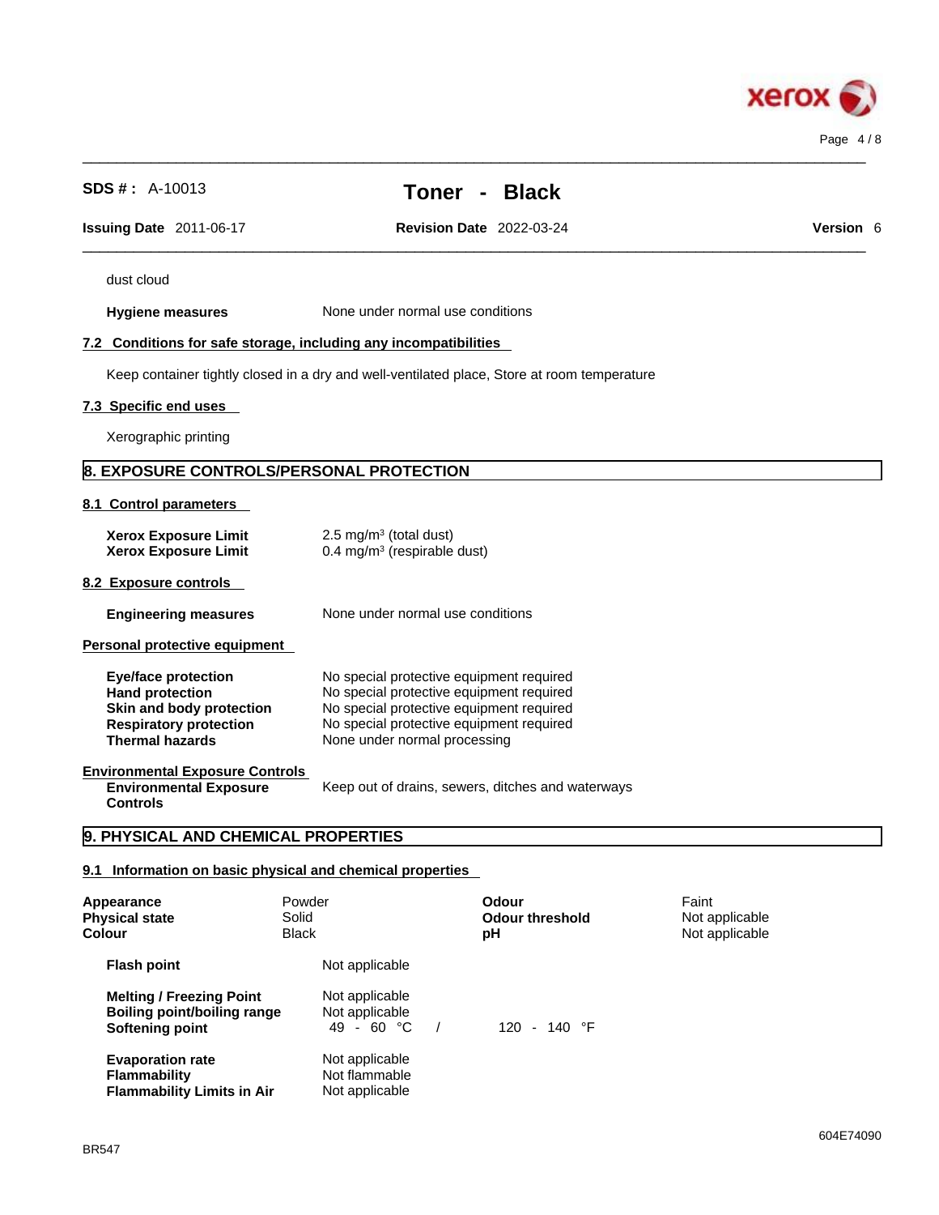dust cloud

**Hygiene measures** None under normal use conditions

### 7.2 Conditions for safe storage, including any incompatibilities

Keep container tightly closed in a dry and well-ventilated place, Store at room temperature

### 7.3 Specific end uses

Xerographic printing

## 8. EXPOSURE CONTROLS/PERSONAL PROTECTION

### 8.1 Control parameters

| | |
|---|---|
| **Xerox Exposure Limit** | 2.5 mg/m³ (total dust) |
| **Xerox Exposure Limit** | 0.4 mg/m³ (respirable dust) |

### 8.2 Exposure controls

**Engineering measures** None under normal use conditions

### Personal protective equipment

| | |
|---|---|
| **Eye/face protection** | No special protective equipment required |
| **Hand protection** | No special protective equipment required |
| **Skin and body protection** | No special protective equipment required |
| **Respiratory protection** | No special protective equipment required |
| **Thermal hazards** | None under normal processing |

### Environmental Exposure Controls

**Environmental Exposure Controls** Keep out of drains, sewers, ditches and waterways

## 9. PHYSICAL AND CHEMICAL PROPERTIES

### 9.1 Information on basic physical and chemical properties

| | | | |
|---|---|---|---|
| **Appearance** | Powder | **Odour** | Faint |
| **Physical state** | Solid | **Odour threshold** | Not applicable |
| **Colour** | Black | **pH** | Not applicable |

| | |
|---|---|
| **Flash point** | Not applicable |
| **Melting / Freezing Point** | Not applicable |
| **Boiling point/boiling range** | Not applicable |
| **Softening point** | 49 - 60 °C / 120 - 140 °F |
| **Evaporation rate** | Not applicable |
| **Flammability** | Not flammable |
| **Flammability Limits in Air** | Not applicable |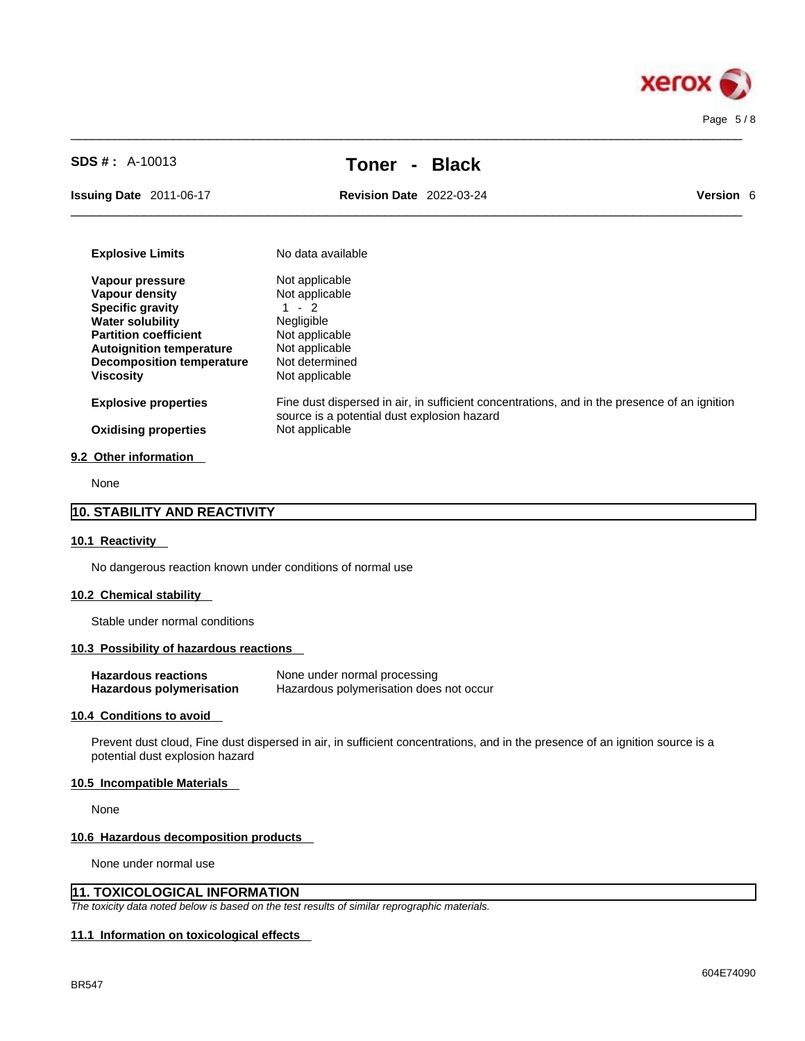| | |
|---|---|
| **Explosive Limits** | No data available |
| **Vapour pressure** | Not applicable |
| **Vapour density** | Not applicable |
| **Specific gravity** | 1 - 2 |
| **Water solubility** | Negligible |
| **Partition coefficient** | Not applicable |
| **Autoignition temperature** | Not applicable |
| **Decomposition temperature** | Not determined |
| **Viscosity** | Not applicable |
| **Explosive properties** | Fine dust dispersed in air, in sufficient concentrations, and in the presence of an ignition source is a potential dust explosion hazard |
| **Oxidising properties** | Not applicable |

### 9.2 Other information

None

## 10. STABILITY AND REACTIVITY

### 10.1 Reactivity

No dangerous reaction known under conditions of normal use

### 10.2 Chemical stability

Stable under normal conditions

### 10.3 Possibility of hazardous reactions

| | |
|---|---|
| **Hazardous reactions** | None under normal processing |
| **Hazardous polymerisation** | Hazardous polymerisation does not occur |

### 10.4 Conditions to avoid

Prevent dust cloud, Fine dust dispersed in air, in sufficient concentrations, and in the presence of an ignition source is a potential dust explosion hazard

### 10.5 Incompatible Materials

None

### 10.6 Hazardous decomposition products

None under normal use

## 11. TOXICOLOGICAL INFORMATION

*The toxicity data noted below is based on the test results of similar reprographic materials.*

### 11.1 Information on toxicological effects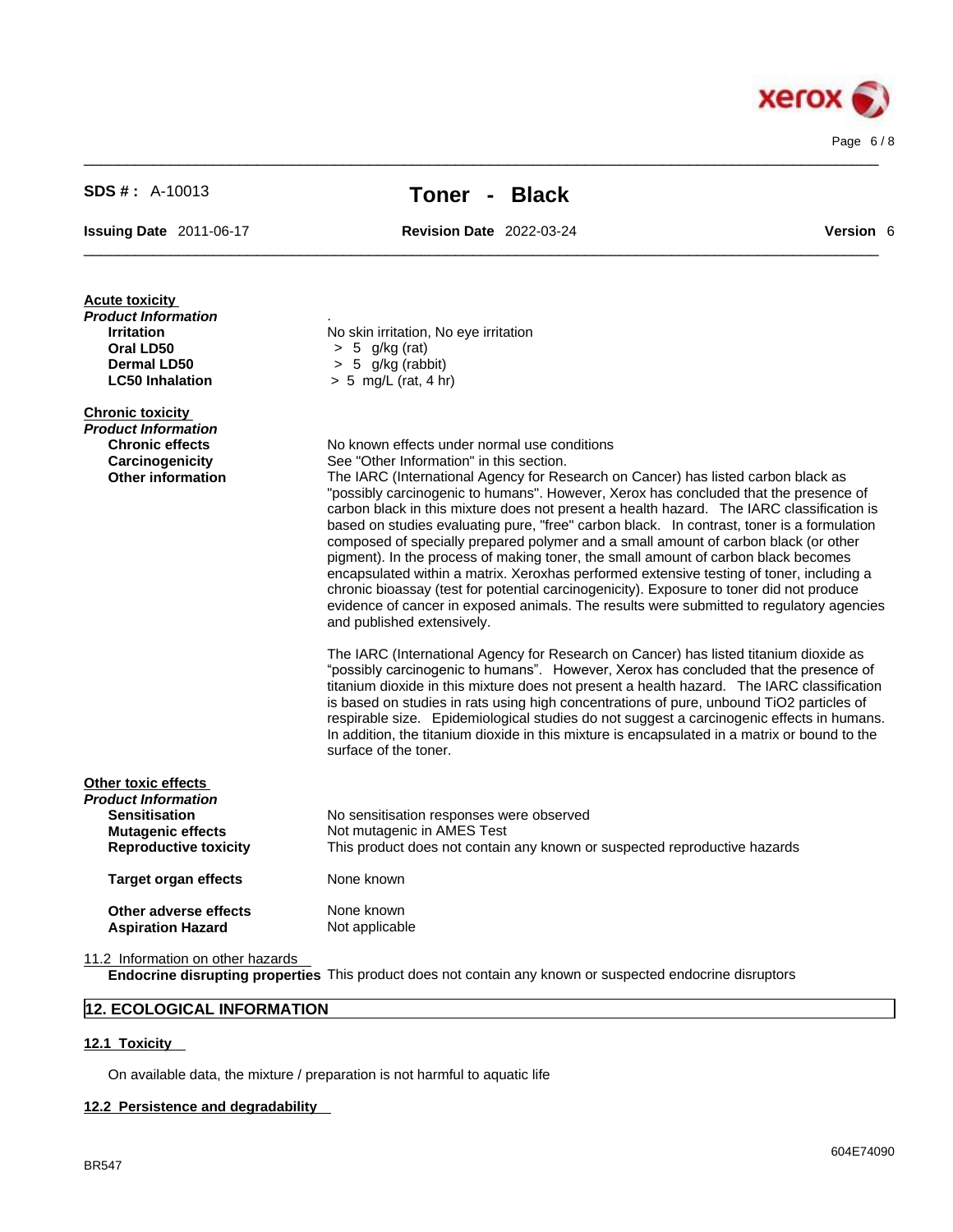**Acute toxicity**

***Product Information***

| | |
|---|---|
| **Irritation** | No skin irritation, No eye irritation |
| **Oral LD50** | > 5 g/kg (rat) |
| **Dermal LD50** | > 5 g/kg (rabbit) |
| **LC50 Inhalation** | > 5 mg/L (rat, 4 hr) |

**Chronic toxicity**

***Product Information***

**Chronic effects** No known effects under normal use conditions

**Carcinogenicity** See "Other Information" in this section.

**Other information** The IARC (International Agency for Research on Cancer) has listed carbon black as "possibly carcinogenic to humans". However, Xerox has concluded that the presence of carbon black in this mixture does not present a health hazard. The IARC classification is based on studies evaluating pure, "free" carbon black. In contrast, toner is a formulation composed of specially prepared polymer and a small amount of carbon black (or other pigment). In the process of making toner, the small amount of carbon black becomes encapsulated within a matrix. Xeroxhas performed extensive testing of toner, including a chronic bioassay (test for potential carcinogenicity). Exposure to toner did not produce evidence of cancer in exposed animals. The results were submitted to regulatory agencies and published extensively.

The IARC (International Agency for Research on Cancer) has listed titanium dioxide as "possibly carcinogenic to humans". However, Xerox has concluded that the presence of titanium dioxide in this mixture does not present a health hazard. The IARC classification is based on studies in rats using high concentrations of pure, unbound $TiO_2$ particles of respirable size. Epidemiological studies do not suggest a carcinogenic effects in humans. In addition, the titanium dioxide in this mixture is encapsulated in a matrix or bound to the surface of the toner.

**Other toxic effects**

***Product Information***

| | |
|---|---|
| **Sensitisation** | No sensitisation responses were observed |
| **Mutagenic effects** | Not mutagenic in AMES Test |
| **Reproductive toxicity** | This product does not contain any known or suspected reproductive hazards |
| **Target organ effects** | None known |
| **Other adverse effects** | None known |
| **Aspiration Hazard** | Not applicable |

11.2 Information on other hazards

**Endocrine disrupting properties** This product does not contain any known or suspected endocrine disruptors

## 12. ECOLOGICAL INFORMATION

### 12.1 Toxicity

On available data, the mixture / preparation is not harmful to aquatic life

### 12.2 Persistence and degradability

604E74090

BR547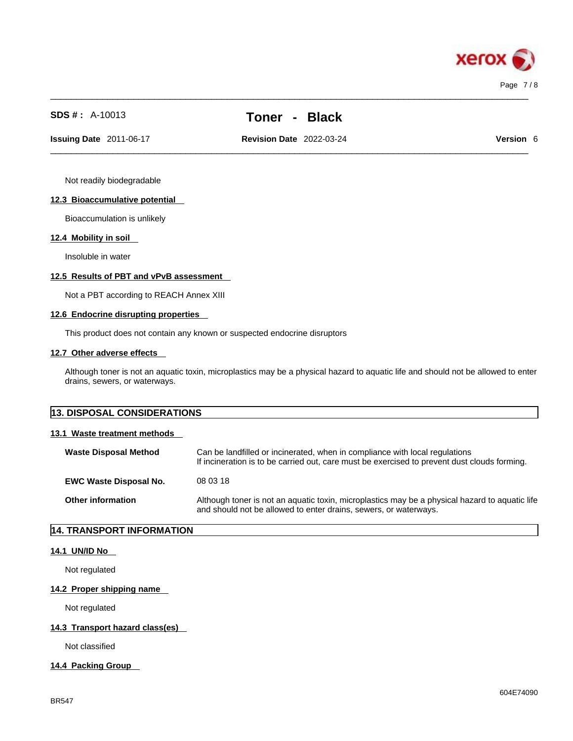Not readily biodegradable

### 12.3 Bioaccumulative potential

Bioaccumulation is unlikely

### 12.4 Mobility in soil

Insoluble in water

### 12.5 Results of PBT and vPvB assessment

Not a PBT according to REACH Annex XIII

### 12.6 Endocrine disrupting properties

This product does not contain any known or suspected endocrine disruptors

### 12.7 Other adverse effects

Although toner is not an aquatic toxin, microplastics may be a physical hazard to aquatic life and should not be allowed to enter drains, sewers, or waterways.

## 13. DISPOSAL CONSIDERATIONS

### 13.1 Waste treatment methods

| | |
|---|---|
| **Waste Disposal Method** | Can be landfilled or incinerated, when in compliance with local regulations<br>If incineration is to be carried out, care must be exercised to prevent dust clouds forming. |
| **EWC Waste Disposal No.** | 08 03 18 |
| **Other information** | Although toner is not an aquatic toxin, microplastics may be a physical hazard to aquatic life and should not be allowed to enter drains, sewers, or waterways. |

## 14. TRANSPORT INFORMATION

### 14.1 UN/ID No

Not regulated

### 14.2 Proper shipping name

Not regulated

### 14.3 Transport hazard class(es)

Not classified

### 14.4 Packing Group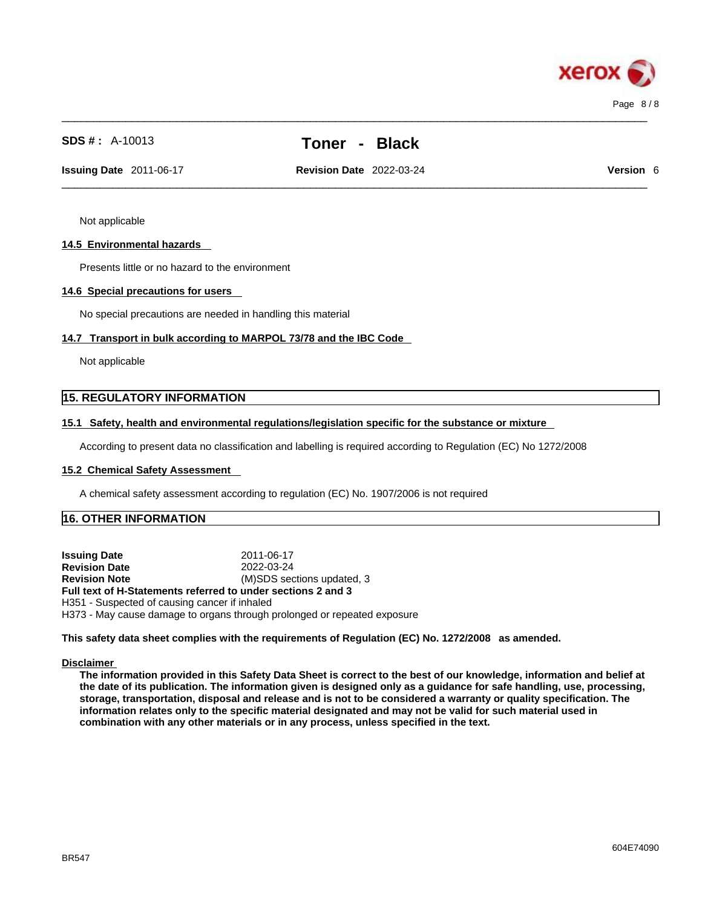Not applicable

### 14.5 Environmental hazards

Presents little or no hazard to the environment

### 14.6 Special precautions for users

No special precautions are needed in handling this material

### 14.7 Transport in bulk according to MARPOL 73/78 and the IBC Code

Not applicable

## 15. REGULATORY INFORMATION

### 15.1 Safety, health and environmental regulations/legislation specific for the substance or mixture

According to present data no classification and labelling is required according to Regulation (EC) No 1272/2008

### 15.2 Chemical Safety Assessment

A chemical safety assessment according to regulation (EC) No. 1907/2006 is not required

## 16. OTHER INFORMATION

**Issuing Date** 2011-06-17
**Revision Date** 2022-03-24
**Revision Note** (M)SDS sections updated, 3
**Full text of H-Statements referred to under sections 2 and 3**
H351 - Suspected of causing cancer if inhaled
H373 - May cause damage to organs through prolonged or repeated exposure

**This safety data sheet complies with the requirements of Regulation (EC) No. 1272/2008 as amended.**

**Disclaimer**

**The information provided in this Safety Data Sheet is correct to the best of our knowledge, information and belief at the date of its publication. The information given is designed only as a guidance for safe handling, use, processing, storage, transportation, disposal and release and is not to be considered a warranty or quality specification. The information relates only to the specific material designated and may not be valid for such material used in combination with any other materials or in any process, unless specified in the text.**